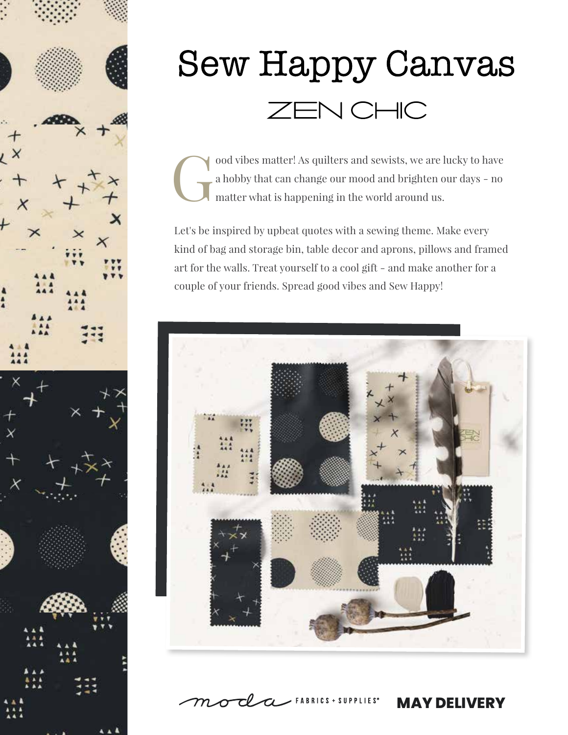# Sew Happy Canvas

## ZEN CHIC

Good vibes matter! As quilters and sewists, we are lucky to have a hobby that can change our mood and brighten our days - no matter what is happening in the world around us.

Let's be inspired by upbeat quotes with a sewing theme. Make every kind of bag and storage bin, table decor and aprons, pillows and framed art for the walls. Treat yourself to a cool gift - and make another for a couple of your friends. Spread good vibes and Sew Happy!

moda FABRICS + SUPPLIES®

**MAY DELIVERY**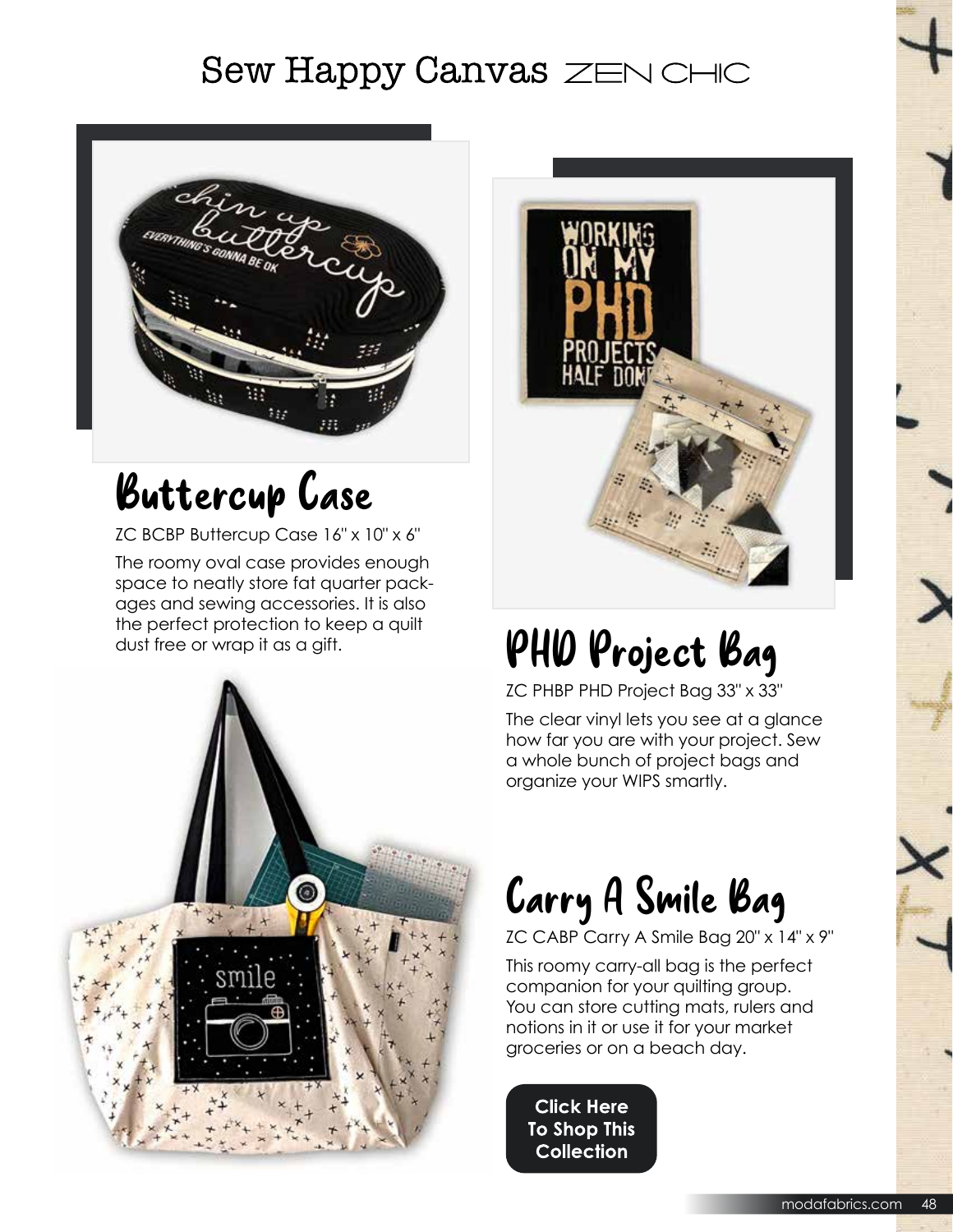# Sew Happy Canvas ZEN CHIC

## Buttercup Case

ZC BCBP Buttercup Case 16" x 10" x 6"

The roomy oval case provides enough space to neatly store fat quarter packages and sewing accessories. It is also the perfect protection to keep a quilt dust free or wrap it as a gift.

## PHD Project Bag

ZC PHBP PHD Project Bag 33" x 33"

The clear vinyl lets you see at a glance how far you are with your project. Sew a whole bunch of project bags and organize your WIPS smartly.

## Carry A Smile Bag

ZC CABP Carry A Smile Bag 20" x 14" x 9"

This roomy carry-all bag is the perfect companion for your quilting group. You can store cutting mats, rulers and notions in it or use it for your market groceries or on a beach day.

**Click Here To Shop This Collection**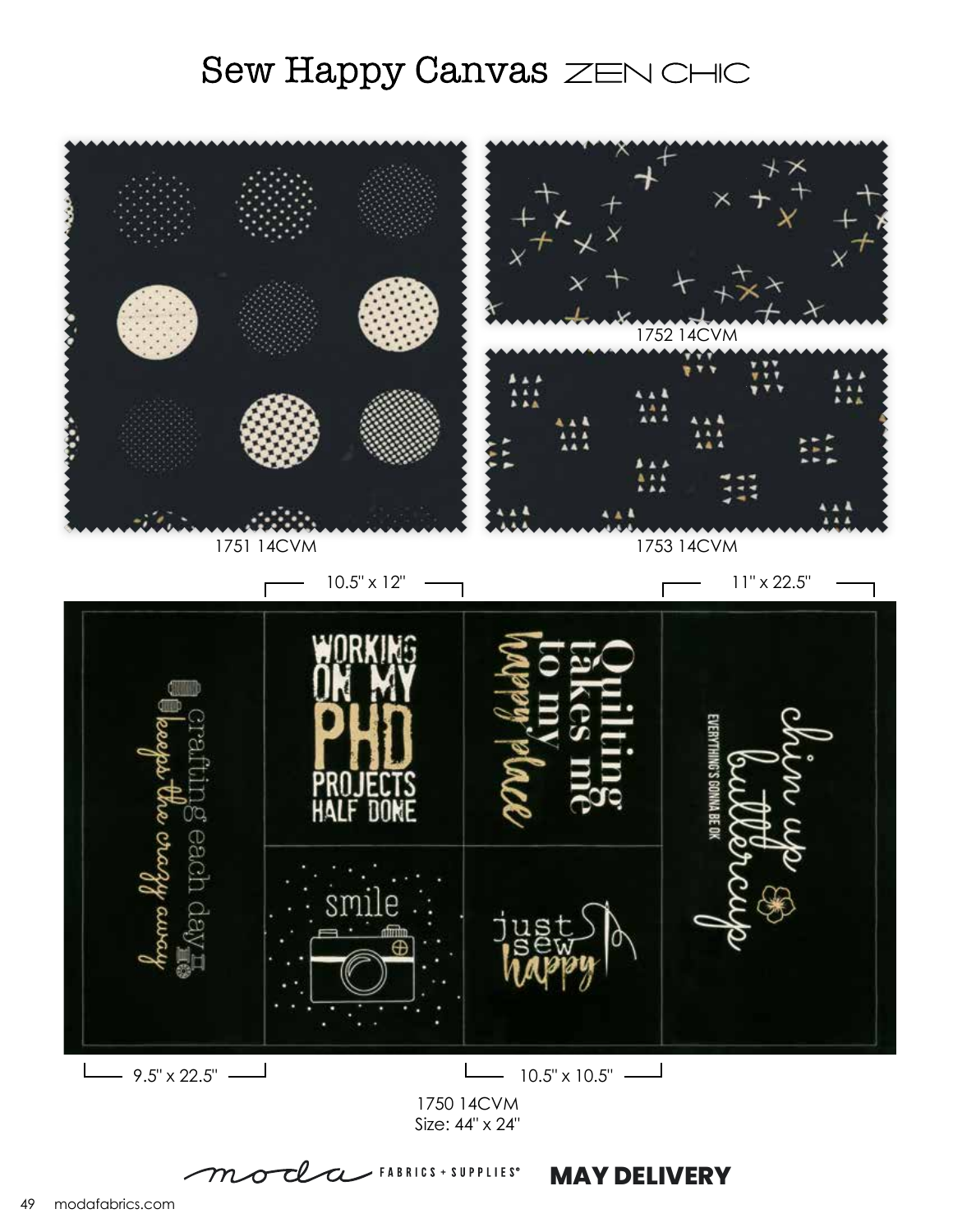# Sew Happy Canvas ZEN CHIC

1752 14CVM

1751 14CVM

1753 14CVM

10.5" x 12"

11" x 22.5"

9.5" x 22.5"

10.5" x 10.5"

1750 14CVM
Size: 44" x 24"

moda FABRICS + SUPPLIES®

**MAY DELIVERY**

modafabrics.com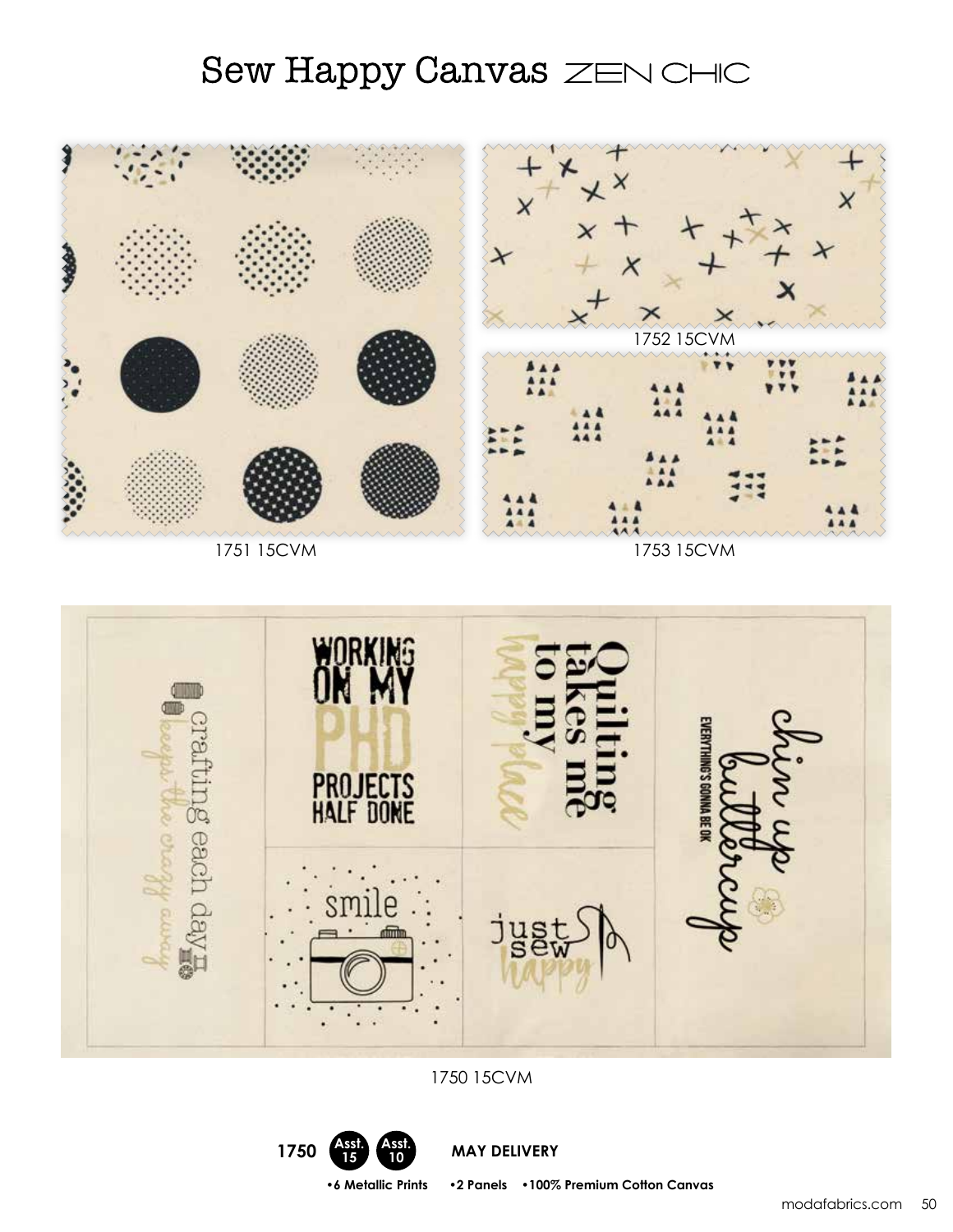# Sew Happy Canvas ZEN CHIC

1751 15CVM

1752 15CVM

1753 15CVM

1750 15CVM

**1750** Asst. 15 Asst. 10 **MAY DELIVERY**

**•6 Metallic Prints •2 Panels •100% Premium Cotton Canvas**

modafabrics.com